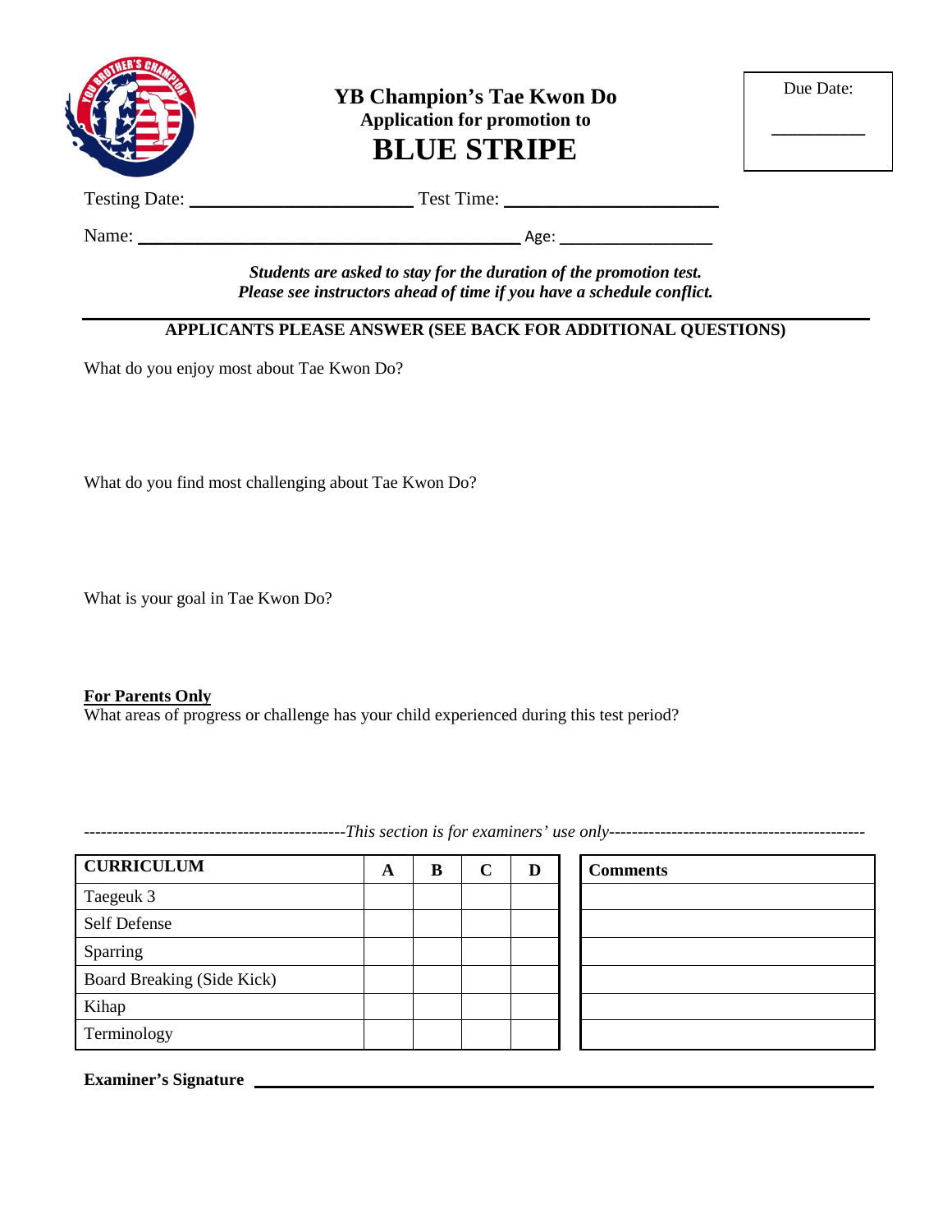# YB Champion's Tae Kwon Do

**Application for promotion to**

## BLUE STRIPE

Due Date: __________

Testing Date: ______________________ Test Time: ______________________

Name: ________________________________________ Age: ________________

***Students are asked to stay for the duration of the promotion test.***
***Please see instructors ahead of time if you have a schedule conflict.***

---

**APPLICANTS PLEASE ANSWER (SEE BACK FOR ADDITIONAL QUESTIONS)**

What do you enjoy most about Tae Kwon Do?

What do you find most challenging about Tae Kwon Do?

What is your goal in Tae Kwon Do?

**For Parents Only**

What areas of progress or challenge has your child experienced during this test period?

---------------------------------------------*This section is for examiners' use only*---------------------------------------------

| CURRICULUM | A | B | C | D |
|---|---|---|---|---|
| Taegeuk 3 | | | | |
| Self Defense | | | | |
| Sparring | | | | |
| Board Breaking (Side Kick) | | | | |
| Kihap | | | | |
| Terminology | | | | |

| Comments |
|---|
| |
| |
| |
| |
| |
| |

**Examiner's Signature** ________________________________________________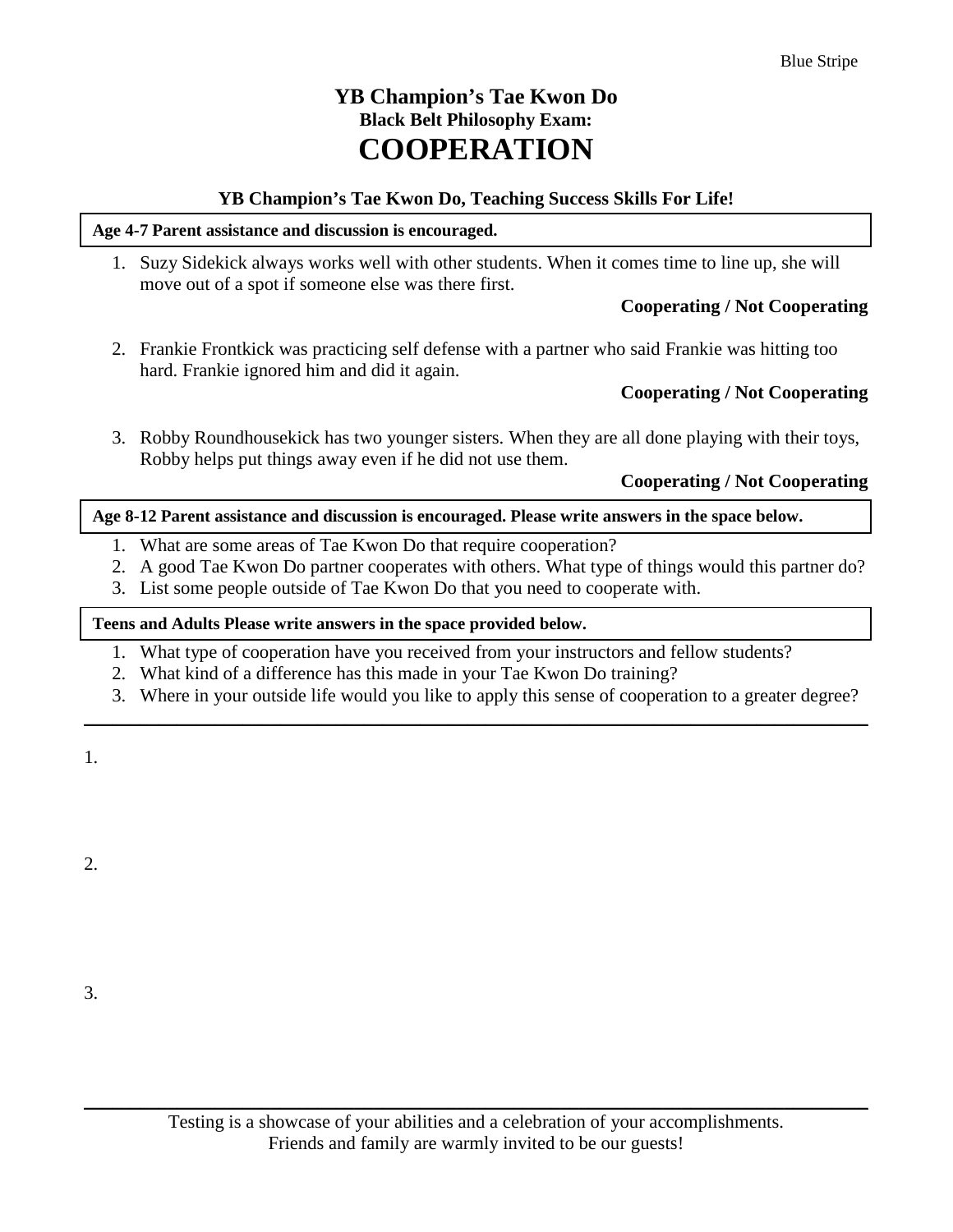Blue Stripe

# YB Champion's Tae Kwon Do

### Black Belt Philosophy Exam:

# COOPERATION

**YB Champion's Tae Kwon Do, Teaching Success Skills For Life!**

**Age 4-7 Parent assistance and discussion is encouraged.**

1. Suzy Sidekick always works well with other students. When it comes time to line up, she will move out of a spot if someone else was there first.

   **Cooperating / Not Cooperating**

2. Frankie Frontkick was practicing self defense with a partner who said Frankie was hitting too hard. Frankie ignored him and did it again.

   **Cooperating / Not Cooperating**

3. Robby Roundhousekick has two younger sisters. When they are all done playing with their toys, Robby helps put things away even if he did not use them.

   **Cooperating / Not Cooperating**

**Age 8-12 Parent assistance and discussion is encouraged. Please write answers in the space below.**

1. What are some areas of Tae Kwon Do that require cooperation?
2. A good Tae Kwon Do partner cooperates with others. What type of things would this partner do?
3. List some people outside of Tae Kwon Do that you need to cooperate with.

**Teens and Adults Please write answers in the space provided below.**

1. What type of cooperation have you received from your instructors and fellow students?
2. What kind of a difference has this made in your Tae Kwon Do training?
3. Where in your outside life would you like to apply this sense of cooperation to a greater degree?

---

1.

2.

3.

---

Testing is a showcase of your abilities and a celebration of your accomplishments.
Friends and family are warmly invited to be our guests!